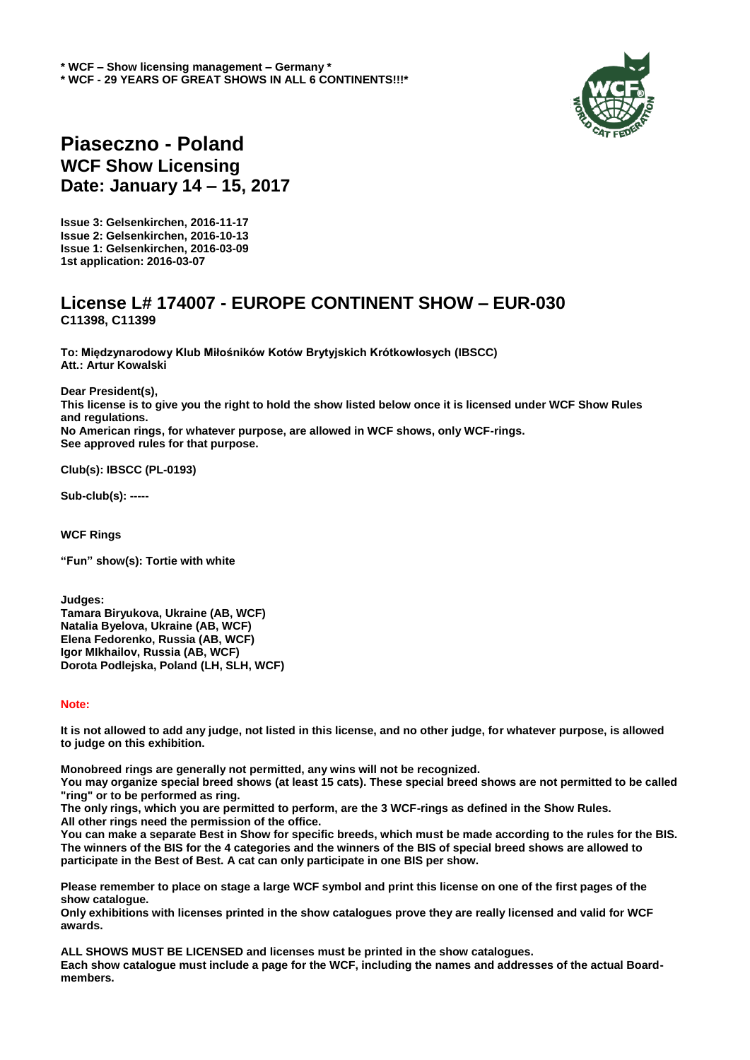**\* WCF – Show licensing management – Germany \***
**\* WCF - 29 YEARS OF GREAT SHOWS IN ALL 6 CONTINENTS!!!\***

# Piaseczno - Poland
## WCF Show Licensing
## Date: January 14 – 15, 2017

**Issue 3: Gelsenkirchen, 2016-11-17**
**Issue 2: Gelsenkirchen, 2016-10-13**
**Issue 1: Gelsenkirchen, 2016-03-09**
**1st application: 2016-03-07**

## License L# 174007 - EUROPE CONTINENT SHOW – EUR-030
**C11398, C11399**

**To: Międzynarodowy Klub Miłośników Kotów Brytyjskich Krótkowłosych (IBSCC)**
**Att.: Artur Kowalski**

**Dear President(s),**
**This license is to give you the right to hold the show listed below once it is licensed under WCF Show Rules and regulations.**
**No American rings, for whatever purpose, are allowed in WCF shows, only WCF-rings.**
**See approved rules for that purpose.**

**Club(s): IBSCC (PL-0193)**

**Sub-club(s): -----**

**WCF Rings**

**"Fun" show(s): Tortie with white**

**Judges:**
**Tamara Biryukova, Ukraine (AB, WCF)**
**Natalia Byelova, Ukraine (AB, WCF)**
**Elena Fedorenko, Russia (AB, WCF)**
**Igor MIkhailov, Russia (AB, WCF)**
**Dorota Podlejska, Poland (LH, SLH, WCF)**

**Note:**

**It is not allowed to add any judge, not listed in this license, and no other judge, for whatever purpose, is allowed to judge on this exhibition.**

**Monobreed rings are generally not permitted, any wins will not be recognized.**
**You may organize special breed shows (at least 15 cats). These special breed shows are not permitted to be called "ring" or to be performed as ring.**
**The only rings, which you are permitted to perform, are the 3 WCF-rings as defined in the Show Rules.**
**All other rings need the permission of the office.**
**You can make a separate Best in Show for specific breeds, which must be made according to the rules for the BIS. The winners of the BIS for the 4 categories and the winners of the BIS of special breed shows are allowed to participate in the Best of Best. A cat can only participate in one BIS per show.**

**Please remember to place on stage a large WCF symbol and print this license on one of the first pages of the show catalogue.**
**Only exhibitions with licenses printed in the show catalogues prove they are really licensed and valid for WCF awards.**

**ALL SHOWS MUST BE LICENSED and licenses must be printed in the show catalogues.**
**Each show catalogue must include a page for the WCF, including the names and addresses of the actual Board-members.**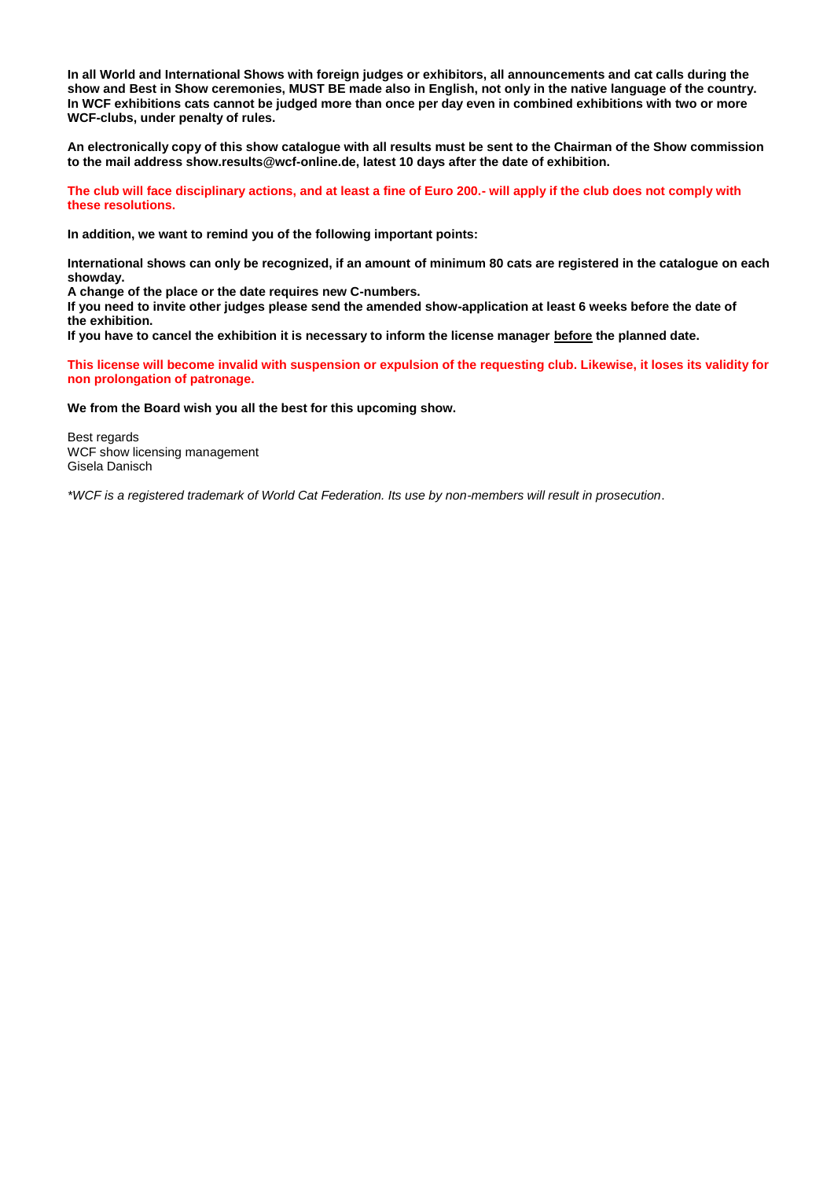**In all World and International Shows with foreign judges or exhibitors, all announcements and cat calls during the show and Best in Show ceremonies, MUST BE made also in English, not only in the native language of the country. In WCF exhibitions cats cannot be judged more than once per day even in combined exhibitions with two or more WCF-clubs, under penalty of rules.**

**An electronically copy of this show catalogue with all results must be sent to the Chairman of the Show commission to the mail address show.results@wcf-online.de, latest 10 days after the date of exhibition.**

**The club will face disciplinary actions, and at least a fine of Euro 200.- will apply if the club does not comply with these resolutions.**

**In addition, we want to remind you of the following important points:**

**International shows can only be recognized, if an amount of minimum 80 cats are registered in the catalogue on each showday.**
**A change of the place or the date requires new C-numbers.**
**If you need to invite other judges please send the amended show-application at least 6 weeks before the date of the exhibition.**
**If you have to cancel the exhibition it is necessary to inform the license manager <u>before</u> the planned date.**

**This license will become invalid with suspension or expulsion of the requesting club. Likewise, it loses its validity for non prolongation of patronage.**

**We from the Board wish you all the best for this upcoming show.**

Best regards
WCF show licensing management
Gisela Danisch

*\*WCF is a registered trademark of World Cat Federation. Its use by non-members will result in prosecution*.